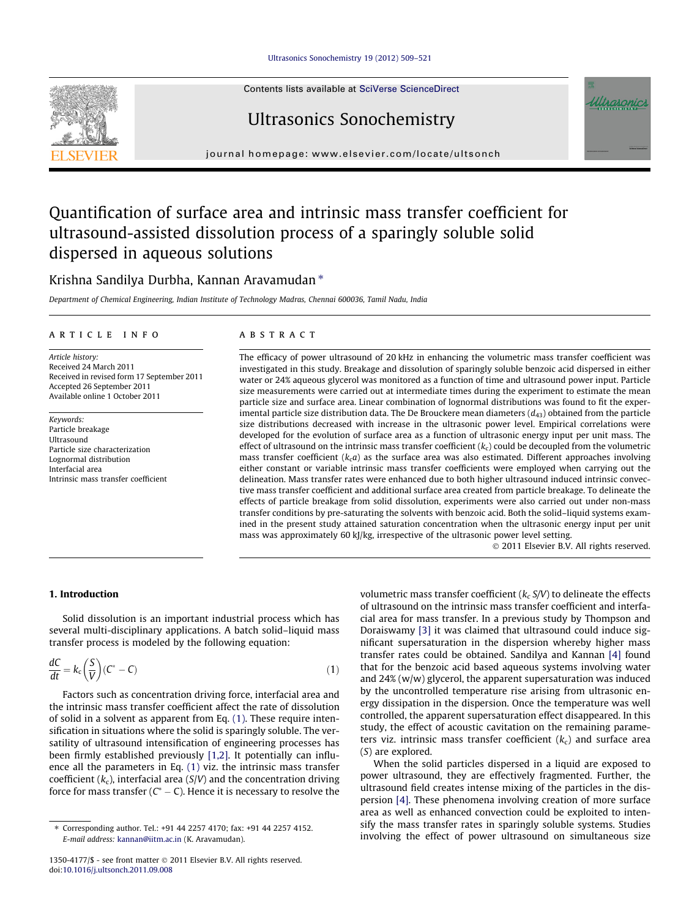# Quantification of surface area and intrinsic mass transfer coefficient for ultrasound-assisted dissolution process of a sparingly soluble solid dispersed in aqueous solutions

Krishna Sandilya Durbha, Kannan Aravamudan *

*Department of Chemical Engineering, Indian Institute of Technology Madras, Chennai 600036, Tamil Nadu, India*

## ARTICLE INFO

*Article history:*
Received 24 March 2011
Received in revised form 17 September 2011
Accepted 26 September 2011
Available online 1 October 2011

*Keywords:*
Particle breakage
Ultrasound
Particle size characterization
Lognormal distribution
Interfacial area
Intrinsic mass transfer coefficient

## ABSTRACT

The efficacy of power ultrasound of 20 kHz in enhancing the volumetric mass transfer coefficient was investigated in this study. Breakage and dissolution of sparingly soluble benzoic acid dispersed in either water or 24% aqueous glycerol was monitored as a function of time and ultrasound power input. Particle size measurements were carried out at intermediate times during the experiment to estimate the mean particle size and surface area. Linear combination of lognormal distributions was found to fit the experimental particle size distribution data. The De Brouckere mean diameters ($d_{43}$) obtained from the particle size distributions decreased with increase in the ultrasonic power level. Empirical correlations were developed for the evolution of surface area as a function of ultrasonic energy input per unit mass. The effect of ultrasound on the intrinsic mass transfer coefficient ($k_c$) could be decoupled from the volumetric mass transfer coefficient ($k_c a$) as the surface area was also estimated. Different approaches involving either constant or variable intrinsic mass transfer coefficients were employed when carrying out the delineation. Mass transfer rates were enhanced due to both higher ultrasound induced intrinsic convective mass transfer coefficient and additional surface area created from particle breakage. To delineate the effects of particle breakage from solid dissolution, experiments were also carried out under non-mass transfer conditions by pre-saturating the solvents with benzoic acid. Both the solid–liquid systems examined in the present study attained saturation concentration when the ultrasonic energy input per unit mass was approximately 60 kJ/kg, irrespective of the ultrasonic power level setting.

© 2011 Elsevier B.V. All rights reserved.

## 1. Introduction

Solid dissolution is an important industrial process which has several multi-disciplinary applications. A batch solid–liquid mass transfer process is modeled by the following equation:

$$\frac{dC}{dt} = k_c\left(\frac{S}{V}\right)(C^* - C) \tag{1}$$

Factors such as concentration driving force, interfacial area and the intrinsic mass transfer coefficient affect the rate of dissolution of solid in a solvent as apparent from Eq. (1). These require intensification in situations where the solid is sparingly soluble. The versatility of ultrasound intensification of engineering processes has been firmly established previously [1,2]. It potentially can influence all the parameters in Eq. (1) viz. the intrinsic mass transfer coefficient ($k_c$), interfacial area ($S/V$) and the concentration driving force for mass transfer ($C^* - C$). Hence it is necessary to resolve the volumetric mass transfer coefficient ($k_c\, S/V$) to delineate the effects of ultrasound on the intrinsic mass transfer coefficient and interfacial area for mass transfer. In a previous study by Thompson and Doraiswamy [3] it was claimed that ultrasound could induce significant supersaturation in the dispersion whereby higher mass transfer rates could be obtained. Sandilya and Kannan [4] found that for the benzoic acid based aqueous systems involving water and 24% (w/w) glycerol, the apparent supersaturation was induced by the uncontrolled temperature rise arising from ultrasonic energy dissipation in the dispersion. Once the temperature was well controlled, the apparent supersaturation effect disappeared. In this study, the effect of acoustic cavitation on the remaining parameters viz. intrinsic mass transfer coefficient ($k_c$) and surface area ($S$) are explored.

When the solid particles dispersed in a liquid are exposed to power ultrasound, they are effectively fragmented. Further, the ultrasound field creates intense mixing of the particles in the dispersion [4]. These phenomena involving creation of more surface area as well as enhanced convection could be exploited to intensify the mass transfer rates in sparingly soluble systems. Studies involving the effect of power ultrasound on simultaneous size

---

* Corresponding author. Tel.: +91 44 2257 4170; fax: +91 44 2257 4152.
*E-mail address:* kannan@iitm.ac.in (K. Aravamudan).

1350-4177/$ - see front matter © 2011 Elsevier B.V. All rights reserved.
doi:10.1016/j.ultsonch.2011.09.008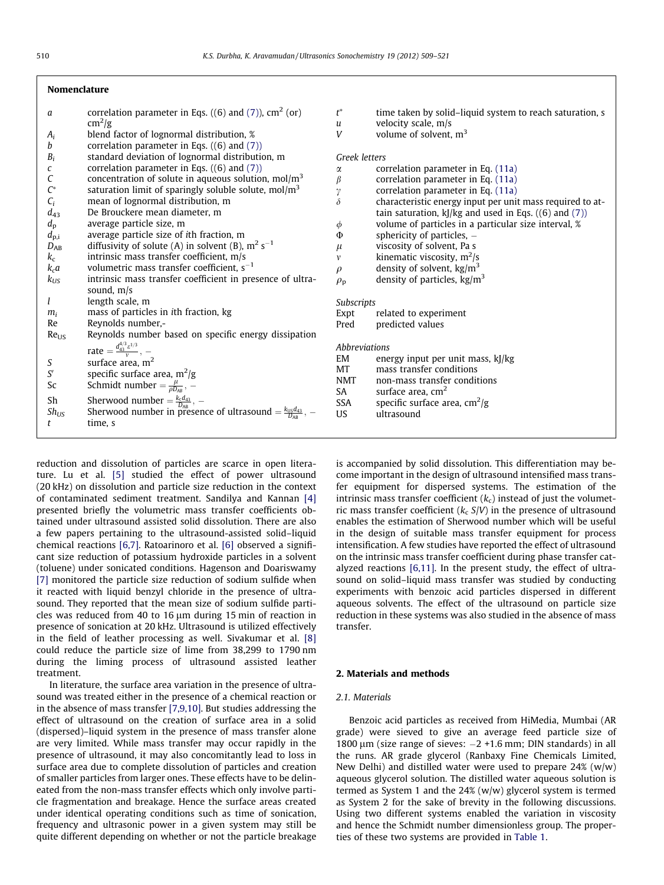## Nomenclature

| | |
|---|---|
| $a$ | correlation parameter in Eqs. ((6) and (7)), $cm^2$ (or) $cm^2/g$ |
| $A_i$ | blend factor of lognormal distribution, % |
| $b$ | correlation parameter in Eqs. ((6) and (7)) |
| $B_i$ | standard deviation of lognormal distribution, m |
| $c$ | correlation parameter in Eqs. ((6) and (7)) |
| $C$ | concentration of solute in aqueous solution, $mol/m^3$ |
| $C^*$ | saturation limit of sparingly soluble solute, $mol/m^3$ |
| $C_i$ | mean of lognormal distribution, m |
| $d_{43}$ | De Brouckere mean diameter, m |
| $d_p$ | average particle size, m |
| $d_{p,i}$ | average particle size of ith fraction, m |
| $D_{AB}$ | diffusivity of solute (A) in solvent (B), $m^2\,s^{-1}$ |
| $k_c$ | intrinsic mass transfer coefficient, m/s |
| $k_c a$ | volumetric mass transfer coefficient, $s^{-1}$ |
| $k_{US}$ | intrinsic mass transfer coefficient in presence of ultrasound, m/s |
| $l$ | length scale, m |
| $m_i$ | mass of particles in ith fraction, kg |
| Re | Reynolds number,- |
| $Re_{US}$ | Reynolds number based on specific energy dissipation rate $= \frac{d_{43}^{4/3}\varepsilon^{1/3}}{\nu}$, – |
| $S$ | surface area, $m^2$ |
| $S'$ | specific surface area, $m^2/g$ |
| Sc | Schmidt number $= \frac{\mu}{\rho D_{AB}}$, – |
| Sh | Sherwood number $= \frac{k_c d_{43}}{D_{AB}}$, – |
| $Sh_{US}$ | Sherwood number in presence of ultrasound $= \frac{k_{US} d_{43}}{D_{AB}}$, – |
| $t$ | time, s |
| $t^*$ | time taken by solid–liquid system to reach saturation, s |
| $u$ | velocity scale, m/s |
| $V$ | volume of solvent, $m^3$ |

*Greek letters*

| | |
|---|---|
| $\alpha$ | correlation parameter in Eq. (11a) |
| $\beta$ | correlation parameter in Eq. (11a) |
| $\gamma$ | correlation parameter in Eq. (11a) |
| $\delta$ | characteristic energy input per unit mass required to attain saturation, kJ/kg and used in Eqs. ((6) and (7)) |
| $\phi$ | volume of particles in a particular size interval, % |
| $\Phi$ | sphericity of particles, – |
| $\mu$ | viscosity of solvent, Pa s |
| $\nu$ | kinematic viscosity, $m^2/s$ |
| $\rho$ | density of solvent, $kg/m^3$ |
| $\rho_p$ | density of particles, $kg/m^3$ |

*Subscripts*

| | |
|---|---|
| Expt | related to experiment |
| Pred | predicted values |

*Abbreviations*

| | |
|---|---|
| EM | energy input per unit mass, kJ/kg |
| MT | mass transfer conditions |
| NMT | non-mass transfer conditions |
| SA | surface area, $cm^2$ |
| SSA | specific surface area, $cm^2/g$ |
| US | ultrasound |

reduction and dissolution of particles are scarce in open literature. Lu et al. [5] studied the effect of power ultrasound (20 kHz) on dissolution and particle size reduction in the context of contaminated sediment treatment. Sandilya and Kannan [4] presented briefly the volumetric mass transfer coefficients obtained under ultrasound assisted solid dissolution. There are also a few papers pertaining to the ultrasound-assisted solid–liquid chemical reactions [6,7]. Ratoarinoro et al. [6] observed a significant size reduction of potassium hydroxide particles in a solvent (toluene) under sonicated conditions. Hagenson and Doariswamy [7] monitored the particle size reduction of sodium sulfide when it reacted with liquid benzyl chloride in the presence of ultrasound. They reported that the mean size of sodium sulfide particles was reduced from 40 to 16 μm during 15 min of reaction in presence of sonication at 20 kHz. Ultrasound is utilized effectively in the field of leather processing as well. Sivakumar et al. [8] could reduce the particle size of lime from 38,299 to 1790 nm during the liming process of ultrasound assisted leather treatment.

In literature, the surface area variation in the presence of ultrasound was treated either in the presence of a chemical reaction or in the absence of mass transfer [7,9,10]. But studies addressing the effect of ultrasound on the creation of surface area in a solid (dispersed)–liquid system in the presence of mass transfer alone are very limited. While mass transfer may occur rapidly in the presence of ultrasound, it may also concomitantly lead to loss in surface area due to complete dissolution of particles and creation of smaller particles from larger ones. These effects have to be delineated from the non-mass transfer effects which only involve particle fragmentation and breakage. Hence the surface areas created under identical operating conditions such as time of sonication, frequency and ultrasonic power in a given system may still be quite different depending on whether or not the particle breakage is accompanied by solid dissolution. This differentiation may become important in the design of ultrasound intensified mass transfer equipment for dispersed systems. The estimation of the intrinsic mass transfer coefficient ($k_c$) instead of just the volumetric mass transfer coefficient ($k_c\,S/V$) in the presence of ultrasound enables the estimation of Sherwood number which will be useful in the design of suitable mass transfer equipment for process intensification. A few studies have reported the effect of ultrasound on the intrinsic mass transfer coefficient during phase transfer catalyzed reactions [6,11]. In the present study, the effect of ultrasound on solid–liquid mass transfer was studied by conducting experiments with benzoic acid particles dispersed in different aqueous solvents. The effect of the ultrasound on particle size reduction in these systems was also studied in the absence of mass transfer.

## 2. Materials and methods

### 2.1. Materials

Benzoic acid particles as received from HiMedia, Mumbai (AR grade) were sieved to give an average feed particle size of 1800 μm (size range of sieves: −2 +1.6 mm; DIN standards) in all the runs. AR grade glycerol (Ranbaxy Fine Chemicals Limited, New Delhi) and distilled water were used to prepare 24% (w/w) aqueous glycerol solution. The distilled water aqueous solution is termed as System 1 and the 24% (w/w) glycerol system is termed as System 2 for the sake of brevity in the following discussions. Using two different systems enabled the variation in viscosity and hence the Schmidt number dimensionless group. The properties of these two systems are provided in Table 1.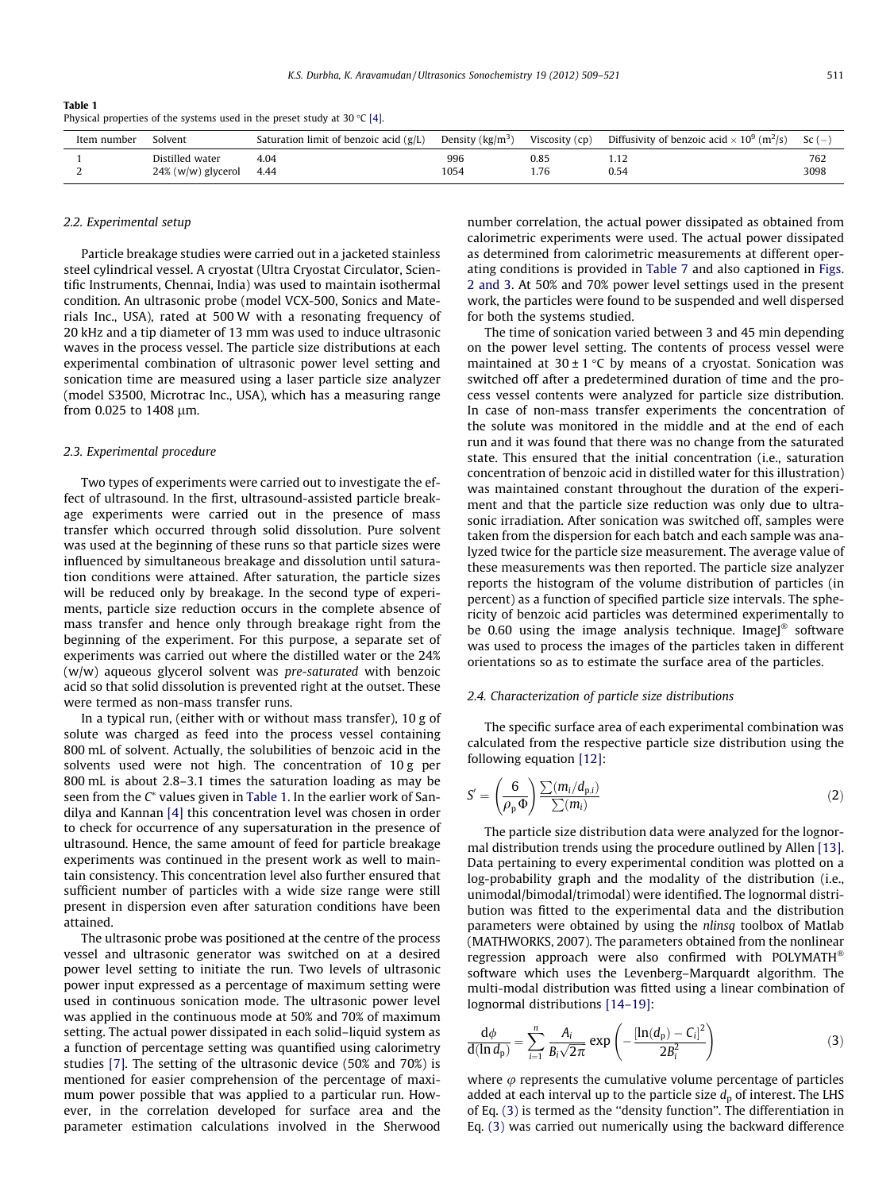**Table 1**
Physical properties of the systems used in the preset study at 30 °C [4].

| Item number | Solvent | Saturation limit of benzoic acid (g/L) | Density (kg/m$^3$) | Viscosity (cp) | Diffusivity of benzoic acid $\times 10^9$ (m$^2$/s) | Sc (–) |
|---|---|---|---|---|---|---|
| 1 | Distilled water | 4.04 | 996 | 0.85 | 1.12 | 762 |
| 2 | 24% (w/w) glycerol | 4.44 | 1054 | 1.76 | 0.54 | 3098 |

### 2.2. Experimental setup

Particle breakage studies were carried out in a jacketed stainless steel cylindrical vessel. A cryostat (Ultra Cryostat Circulator, Scientific Instruments, Chennai, India) was used to maintain isothermal condition. An ultrasonic probe (model VCX-500, Sonics and Materials Inc., USA), rated at 500 W with a resonating frequency of 20 kHz and a tip diameter of 13 mm was used to induce ultrasonic waves in the process vessel. The particle size distributions at each experimental combination of ultrasonic power level setting and sonication time are measured using a laser particle size analyzer (model S3500, Microtrac Inc., USA), which has a measuring range from 0.025 to 1408 μm.

### 2.3. Experimental procedure

Two types of experiments were carried out to investigate the effect of ultrasound. In the first, ultrasound-assisted particle breakage experiments were carried out in the presence of mass transfer which occurred through solid dissolution. Pure solvent was used at the beginning of these runs so that particle sizes were influenced by simultaneous breakage and dissolution until saturation conditions were attained. After saturation, the particle sizes will be reduced only by breakage. In the second type of experiments, particle size reduction occurs in the complete absence of mass transfer and hence only through breakage right from the beginning of the experiment. For this purpose, a separate set of experiments was carried out where the distilled water or the 24% (w/w) aqueous glycerol solvent was *pre-saturated* with benzoic acid so that solid dissolution is prevented right at the outset. These were termed as non-mass transfer runs.

In a typical run, (either with or without mass transfer), 10 g of solute was charged as feed into the process vessel containing 800 mL of solvent. Actually, the solubilities of benzoic acid in the solvents used were not high. The concentration of 10 g per 800 mL is about 2.8–3.1 times the saturation loading as may be seen from the $C^*$ values given in Table 1. In the earlier work of Sandilya and Kannan [4] this concentration level was chosen in order to check for occurrence of any supersaturation in the presence of ultrasound. Hence, the same amount of feed for particle breakage experiments was continued in the present work as well to maintain consistency. This concentration level also further ensured that sufficient number of particles with a wide size range were still present in dispersion even after saturation conditions have been attained.

The ultrasonic probe was positioned at the centre of the process vessel and ultrasonic generator was switched on at a desired power level setting to initiate the run. Two levels of ultrasonic power input expressed as a percentage of maximum setting were used in continuous sonication mode. The ultrasonic power level was applied in the continuous mode at 50% and 70% of maximum setting. The actual power dissipated in each solid–liquid system as a function of percentage setting was quantified using calorimetry studies [7]. The setting of the ultrasonic device (50% and 70%) is mentioned for easier comprehension of the percentage of maximum power possible that was applied to a particular run. However, in the correlation developed for surface area and the parameter estimation calculations involved in the Sherwood number correlation, the actual power dissipated as obtained from calorimetric experiments were used. The actual power dissipated as determined from calorimetric measurements at different operating conditions is provided in Table 7 and also captioned in Figs. 2 and 3. At 50% and 70% power level settings used in the present work, the particles were found to be suspended and well dispersed for both the systems studied.

The time of sonication varied between 3 and 45 min depending on the power level setting. The contents of process vessel were maintained at 30 ± 1 °C by means of a cryostat. Sonication was switched off after a predetermined duration of time and the process vessel contents were analyzed for particle size distribution. In case of non-mass transfer experiments the concentration of the solute was monitored in the middle and at the end of each run and it was found that there was no change from the saturated state. This ensured that the initial concentration (i.e., saturation concentration of benzoic acid in distilled water for this illustration) was maintained constant throughout the duration of the experiment and that the particle size reduction was only due to ultrasonic irradiation. After sonication was switched off, samples were taken from the dispersion for each batch and each sample was analyzed twice for the particle size measurement. The average value of these measurements was then reported. The particle size analyzer reports the histogram of the volume distribution of particles (in percent) as a function of specified particle size intervals. The sphericity of benzoic acid particles was determined experimentally to be 0.60 using the image analysis technique. ImageJ® software was used to process the images of the particles taken in different orientations so as to estimate the surface area of the particles.

### 2.4. Characterization of particle size distributions

The specific surface area of each experimental combination was calculated from the respective particle size distribution using the following equation [12]:

$$S' = \left(\frac{6}{\rho_p \Phi}\right)\frac{\sum(m_i/d_{p,i})}{\sum(m_i)} \tag{2}$$

The particle size distribution data were analyzed for the lognormal distribution trends using the procedure outlined by Allen [13]. Data pertaining to every experimental condition was plotted on a log-probability graph and the modality of the distribution (i.e., unimodal/bimodal/trimodal) were identified. The lognormal distribution was fitted to the experimental data and the distribution parameters were obtained by using the *nlinsq* toolbox of Matlab (MATHWORKS, 2007). The parameters obtained from the nonlinear regression approach were also confirmed with POLYMATH® software which uses the Levenberg–Marquardt algorithm. The multi-modal distribution was fitted using a linear combination of lognormal distributions [14–19]:

$$\frac{d\phi}{d(\ln d_p)} = \sum_{i=1}^{n} \frac{A_i}{B_i\sqrt{2\pi}} \exp\left(-\frac{[\ln(d_p) - C_i]^2}{2B_i^2}\right) \tag{3}$$

where $\varphi$ represents the cumulative volume percentage of particles added at each interval up to the particle size $d_p$ of interest. The LHS of Eq. (3) is termed as the "density function". The differentiation in Eq. (3) was carried out numerically using the backward difference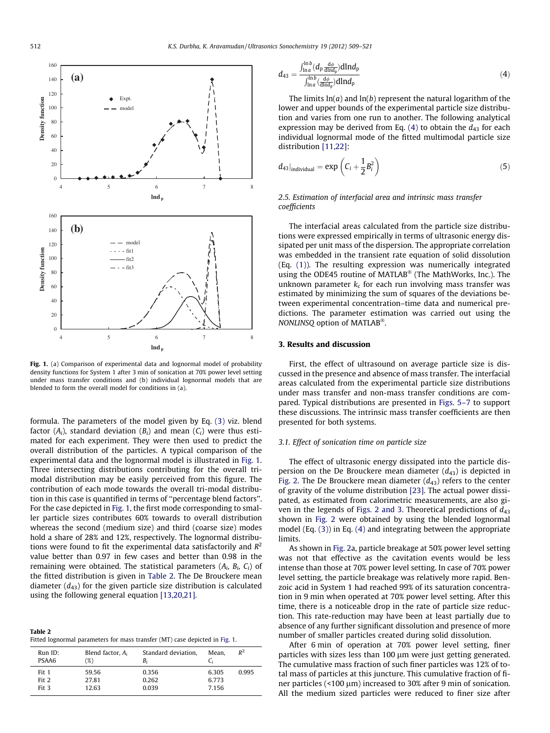Fig. 1. (a) Comparison of experimental data and lognormal model of probability density functions for System 1 after 3 min of sonication at 70% power level setting under mass transfer conditions and (b) individual lognormal models that are blended to form the overall model for conditions in (a).

formula. The parameters of the model given by Eq. (3) viz. blend factor ($A_i$), standard deviation ($B_i$) and mean ($C_i$) were thus estimated for each experiment. They were then used to predict the overall distribution of the particles. A typical comparison of the experimental data and the lognormal model is illustrated in Fig. 1. Three intersecting distributions contributing for the overall tri-modal distribution may be easily perceived from this figure. The contribution of each mode towards the overall tri-modal distribution in this case is quantified in terms of "percentage blend factors". For the case depicted in Fig. 1, the first mode corresponding to smaller particle sizes contributes 60% towards to overall distribution whereas the second (medium size) and third (coarse size) modes hold a share of 28% and 12%, respectively. The lognormal distributions were found to fit the experimental data satisfactorily and $R^2$ value better than 0.97 in few cases and better than 0.98 in the remaining were obtained. The statistical parameters ($A_i$, $B_i$, $C_i$) of the fitted distribution is given in Table 2. The De Brouckere mean diameter ($d_{43}$) for the given particle size distribution is calculated using the following general equation [13,20,21].

**Table 2**
Fitted lognormal parameters for mass transfer (MT) case depicted in Fig. 1.

| Run ID: PSAA6 | Blend factor, $A_i$ (%) | Standard deviation, $B_i$ | Mean, $C_i$ | $R^2$ |
|---|---|---|---|---|
| Fit 1 | 59.56 | 0.356 | 6.305 | 0.995 |
| Fit 2 | 27.81 | 0.262 | 6.773 | |
| Fit 3 | 12.63 | 0.039 | 7.156 | |

$$d_{43} = \frac{\int_{\ln a}^{\ln b} \left(d_p \frac{d\phi}{d\ln d_p}\right) d\ln d_p}{\int_{\ln a}^{\ln b} \left(\frac{d\phi}{d\ln d_p}\right) d\ln d_p} \tag{4}$$

The limits ln($a$) and ln($b$) represent the natural logarithm of the lower and upper bounds of the experimental particle size distribution and varies from one run to another. The following analytical expression may be derived from Eq. (4) to obtain the $d_{43}$ for each individual lognormal mode of the fitted multimodal particle size distribution [11,22]:

$$d_{43}|_{\text{individual}} = \exp\left(C_i + \frac{1}{2}B_i^2\right) \tag{5}$$

### 2.5. Estimation of interfacial area and intrinsic mass transfer coefficients

The interfacial areas calculated from the particle size distributions were expressed empirically in terms of ultrasonic energy dissipated per unit mass of the dispersion. The appropriate correlation was embedded in the transient rate equation of solid dissolution (Eq. (1)). The resulting expression was numerically integrated using the ODE45 routine of MATLAB® (The MathWorks, Inc.). The unknown parameter $k_c$ for each run involving mass transfer was estimated by minimizing the sum of squares of the deviations between experimental concentration–time data and numerical predictions. The parameter estimation was carried out using the *NONLINSQ* option of MATLAB®.

## 3. Results and discussion

First, the effect of ultrasound on average particle size is discussed in the presence and absence of mass transfer. The interfacial areas calculated from the experimental particle size distributions under mass transfer and non-mass transfer conditions are compared. Typical distributions are presented in Figs. 5–7 to support these discussions. The intrinsic mass transfer coefficients are then presented for both systems.

### 3.1. Effect of sonication time on particle size

The effect of ultrasonic energy dissipated into the particle dispersion on the De Brouckere mean diameter ($d_{43}$) is depicted in Fig. 2. The De Brouckere mean diameter ($d_{43}$) refers to the center of gravity of the volume distribution [23]. The actual power dissipated, as estimated from calorimetric measurements, are also given in the legends of Figs. 2 and 3. Theoretical predictions of $d_{43}$ shown in Fig. 2 were obtained by using the blended lognormal model (Eq. (3)) in Eq. (4) and integrating between the appropriate limits.

As shown in Fig. 2a, particle breakage at 50% power level setting was not that effective as the cavitation events would be less intense than those at 70% power level setting. In case of 70% power level setting, the particle breakage was relatively more rapid. Benzoic acid in System 1 had reached 99% of its saturation concentration in 9 min when operated at 70% power level setting. After this time, there is a noticeable drop in the rate of particle size reduction. This rate-reduction may have been at least partially due to absence of any further significant dissolution and presence of more number of smaller particles created during solid dissolution.

After 6 min of operation at 70% power level setting, finer particles with sizes less than 100 μm were just getting generated. The cumulative mass fraction of such finer particles was 12% of total mass of particles at this juncture. This cumulative fraction of finer particles (<100 μm) increased to 30% after 9 min of sonication. All the medium sized particles were reduced to finer size after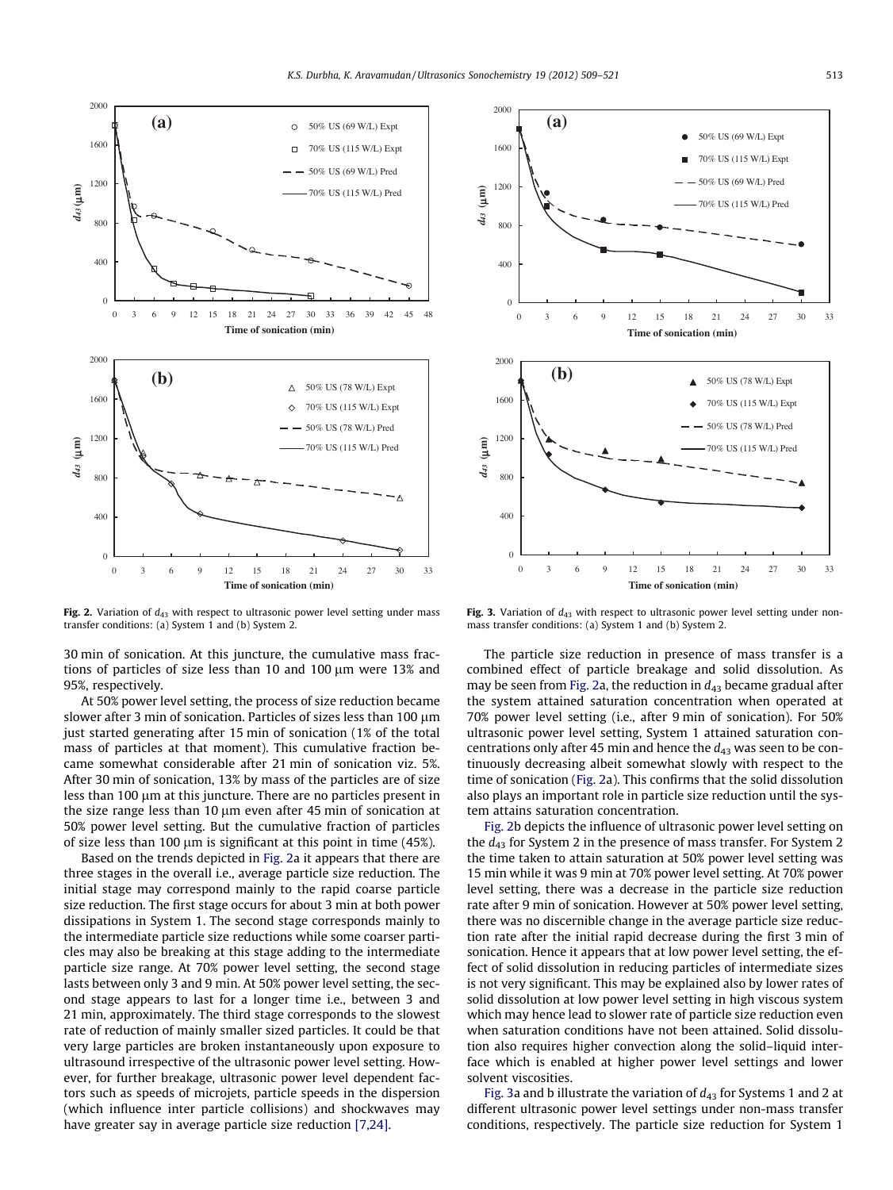Fig. 2. Variation of $d_{43}$ with respect to ultrasonic power level setting under mass transfer conditions: (a) System 1 and (b) System 2.

Fig. 3. Variation of $d_{43}$ with respect to ultrasonic power level setting under non-mass transfer conditions: (a) System 1 and (b) System 2.

30 min of sonication. At this juncture, the cumulative mass fractions of particles of size less than 10 and 100 μm were 13% and 95%, respectively.

At 50% power level setting, the process of size reduction became slower after 3 min of sonication. Particles of sizes less than 100 μm just started generating after 15 min of sonication (1% of the total mass of particles at that moment). This cumulative fraction became somewhat considerable after 21 min of sonication viz. 5%. After 30 min of sonication, 13% by mass of the particles are of size less than 100 μm at this juncture. There are no particles present in the size range less than 10 μm even after 45 min of sonication at 50% power level setting. But the cumulative fraction of particles of size less than 100 μm is significant at this point in time (45%).

Based on the trends depicted in Fig. 2a it appears that there are three stages in the overall i.e., average particle size reduction. The initial stage may correspond mainly to the rapid coarse particle size reduction. The first stage occurs for about 3 min at both power dissipations in System 1. The second stage corresponds mainly to the intermediate particle size reductions while some coarser particles may also be breaking at this stage adding to the intermediate particle size range. At 70% power level setting, the second stage lasts between only 3 and 9 min. At 50% power level setting, the second stage appears to last for a longer time i.e., between 3 and 21 min, approximately. The third stage corresponds to the slowest rate of reduction of mainly smaller sized particles. It could be that very large particles are broken instantaneously upon exposure to ultrasound irrespective of the ultrasonic power level setting. However, for further breakage, ultrasonic power level dependent factors such as speeds of microjets, particle speeds in the dispersion (which influence inter particle collisions) and shockwaves may have greater say in average particle size reduction [7,24].

The particle size reduction in presence of mass transfer is a combined effect of particle breakage and solid dissolution. As may be seen from Fig. 2a, the reduction in $d_{43}$ became gradual after the system attained saturation concentration when operated at 70% power level setting (i.e., after 9 min of sonication). For 50% ultrasonic power level setting, System 1 attained saturation concentrations only after 45 min and hence the $d_{43}$ was seen to be continuously decreasing albeit somewhat slowly with respect to the time of sonication (Fig. 2a). This confirms that the solid dissolution also plays an important role in particle size reduction until the system attains saturation concentration.

Fig. 2b depicts the influence of ultrasonic power level setting on the $d_{43}$ for System 2 in the presence of mass transfer. For System 2 the time taken to attain saturation at 50% power level setting was 15 min while it was 9 min at 70% power level setting. At 70% power level setting, there was a decrease in the particle size reduction rate after 9 min of sonication. However at 50% power level setting, there was no discernible change in the average particle size reduction rate after the initial rapid decrease during the first 3 min of sonication. Hence it appears that at low power level setting, the effect of solid dissolution in reducing particles of intermediate sizes is not very significant. This may be explained also by lower rates of solid dissolution at low power level setting in high viscous system which may hence lead to slower rate of particle size reduction even when saturation conditions have not been attained. Solid dissolution also requires higher convection along the solid–liquid interface which is enabled at higher power level settings and lower solvent viscosities.

Fig. 3a and b illustrate the variation of $d_{43}$ for Systems 1 and 2 at different ultrasonic power level settings under non-mass transfer conditions, respectively. The particle size reduction for System 1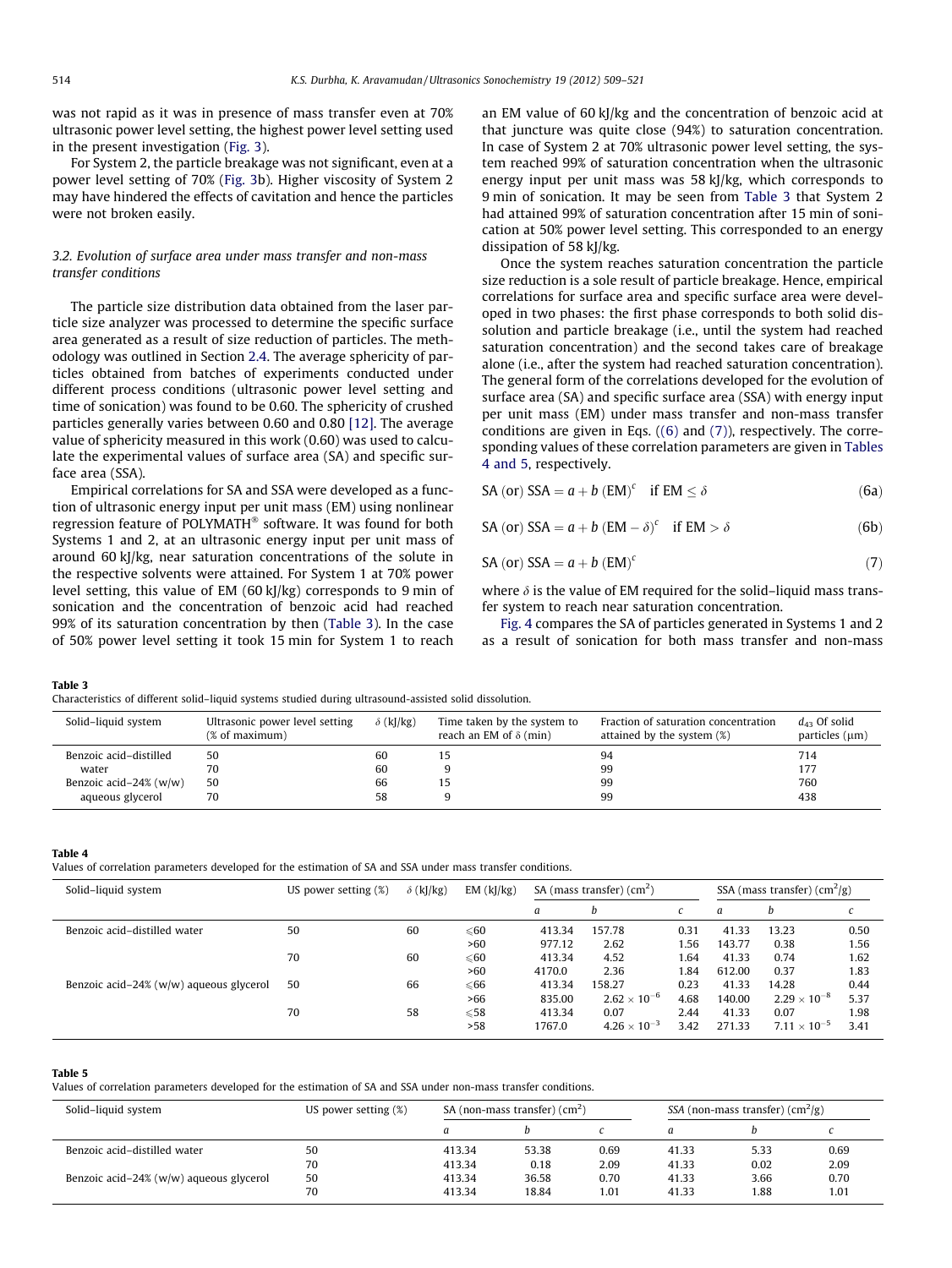was not rapid as it was in presence of mass transfer even at 70% ultrasonic power level setting, the highest power level setting used in the present investigation (Fig. 3).

For System 2, the particle breakage was not significant, even at a power level setting of 70% (Fig. 3b). Higher viscosity of System 2 may have hindered the effects of cavitation and hence the particles were not broken easily.

### 3.2. Evolution of surface area under mass transfer and non-mass transfer conditions

The particle size distribution data obtained from the laser particle size analyzer was processed to determine the specific surface area generated as a result of size reduction of particles. The methodology was outlined in Section 2.4. The average sphericity of particles obtained from batches of experiments conducted under different process conditions (ultrasonic power level setting and time of sonication) was found to be 0.60. The sphericity of crushed particles generally varies between 0.60 and 0.80 [12]. The average value of sphericity measured in this work (0.60) was used to calculate the experimental values of surface area (SA) and specific surface area (SSA).

Empirical correlations for SA and SSA were developed as a function of ultrasonic energy input per unit mass (EM) using nonlinear regression feature of POLYMATH® software. It was found for both Systems 1 and 2, at an ultrasonic energy input per unit mass of around 60 kJ/kg, near saturation concentrations of the solute in the respective solvents were attained. For System 1 at 70% power level setting, this value of EM (60 kJ/kg) corresponds to 9 min of sonication and the concentration of benzoic acid had reached 99% of its saturation concentration by then (Table 3). In the case of 50% power level setting it took 15 min for System 1 to reach an EM value of 60 kJ/kg and the concentration of benzoic acid at that juncture was quite close (94%) to saturation concentration. In case of System 2 at 70% ultrasonic power level setting, the system reached 99% of saturation concentration when the ultrasonic energy input per unit mass was 58 kJ/kg, which corresponds to 9 min of sonication. It may be seen from Table 3 that System 2 had attained 99% of saturation concentration after 15 min of sonication at 50% power level setting. This corresponded to an energy dissipation of 58 kJ/kg.

Once the system reaches saturation concentration the particle size reduction is a sole result of particle breakage. Hence, empirical correlations for surface area and specific surface area were developed in two phases: the first phase corresponds to both solid dissolution and particle breakage (i.e., until the system had reached saturation concentration) and the second takes care of breakage alone (i.e., after the system had reached saturation concentration). The general form of the correlations developed for the evolution of surface area (SA) and specific surface area (SSA) with energy input per unit mass (EM) under mass transfer and non-mass transfer conditions are given in Eqs. ((6) and (7)), respectively. The corresponding values of these correlation parameters are given in Tables 4 and 5, respectively.

$$\text{SA (or) SSA} = a + b\,(\text{EM})^c \quad \text{if EM} \leq \delta \tag{6a}$$

$$\text{SA (or) SSA} = a + b\,(\text{EM} - \delta)^c \quad \text{if EM} > \delta \tag{6b}$$

$$\text{SA (or) SSA} = a + b\,(\text{EM})^c \tag{7}$$

where $\delta$ is the value of EM required for the solid–liquid mass transfer system to reach near saturation concentration.

Fig. 4 compares the SA of particles generated in Systems 1 and 2 as a result of sonication for both mass transfer and non-mass

**Table 3**
Characteristics of different solid–liquid systems studied during ultrasound-assisted solid dissolution.

| Solid–liquid system | Ultrasonic power level setting (% of maximum) | $\delta$ (kJ/kg) | Time taken by the system to reach an EM of $\delta$ (min) | Fraction of saturation concentration attained by the system (%) | $d_{43}$ Of solid particles (μm) |
|---|---|---|---|---|---|
| Benzoic acid–distilled water | 50 | 60 | 15 | 94 | 714 |
| | 70 | 60 | 9 | 99 | 177 |
| Benzoic acid–24% (w/w) aqueous glycerol | 50 | 66 | 15 | 99 | 760 |
| | 70 | 58 | 9 | 99 | 438 |

**Table 4**
Values of correlation parameters developed for the estimation of SA and SSA under mass transfer conditions.

| Solid–liquid system | US power setting (%) | $\delta$ (kJ/kg) | EM (kJ/kg) | SA (mass transfer) ($cm^2$) | | | SSA (mass transfer) ($cm^2$/g) | | |
|---|---|---|---|---|---|---|---|---|---|
| | | | | $a$ | $b$ | $c$ | $a$ | $b$ | $c$ |
| Benzoic acid–distilled water | 50 | 60 | ⩽60 | 413.34 | 157.78 | 0.31 | 41.33 | 13.23 | 0.50 |
| | | | >60 | 977.12 | 2.62 | 1.56 | 143.77 | 0.38 | 1.56 |
| | 70 | 60 | ⩽60 | 413.34 | 4.52 | 1.64 | 41.33 | 0.74 | 1.62 |
| | | | >60 | 4170.0 | 2.36 | 1.84 | 612.00 | 0.37 | 1.83 |
| Benzoic acid–24% (w/w) aqueous glycerol | 50 | 66 | ⩽66 | 413.34 | 158.27 | 0.23 | 41.33 | 14.28 | 0.44 |
| | | | >66 | 835.00 | $2.62 \times 10^{-6}$ | 4.68 | 140.00 | $2.29 \times 10^{-8}$ | 5.37 |
| | 70 | 58 | ⩽58 | 413.34 | 0.07 | 2.44 | 41.33 | 0.07 | 1.98 |
| | | | >58 | 1767.0 | $4.26 \times 10^{-3}$ | 3.42 | 271.33 | $7.11 \times 10^{-5}$ | 3.41 |

**Table 5**
Values of correlation parameters developed for the estimation of SA and SSA under non-mass transfer conditions.

| Solid–liquid system | US power setting (%) | SA (non-mass transfer) ($cm^2$) | | | *SSA* (non-mass transfer) ($cm^2$/g) | | |
|---|---|---|---|---|---|---|---|
| | | $a$ | $b$ | $c$ | $a$ | $b$ | $c$ |
| Benzoic acid–distilled water | 50 | 413.34 | 53.38 | 0.69 | 41.33 | 5.33 | 0.69 |
| | 70 | 413.34 | 0.18 | 2.09 | 41.33 | 0.02 | 2.09 |
| Benzoic acid–24% (w/w) aqueous glycerol | 50 | 413.34 | 36.58 | 0.70 | 41.33 | 3.66 | 0.70 |
| | 70 | 413.34 | 18.84 | 1.01 | 41.33 | 1.88 | 1.01 |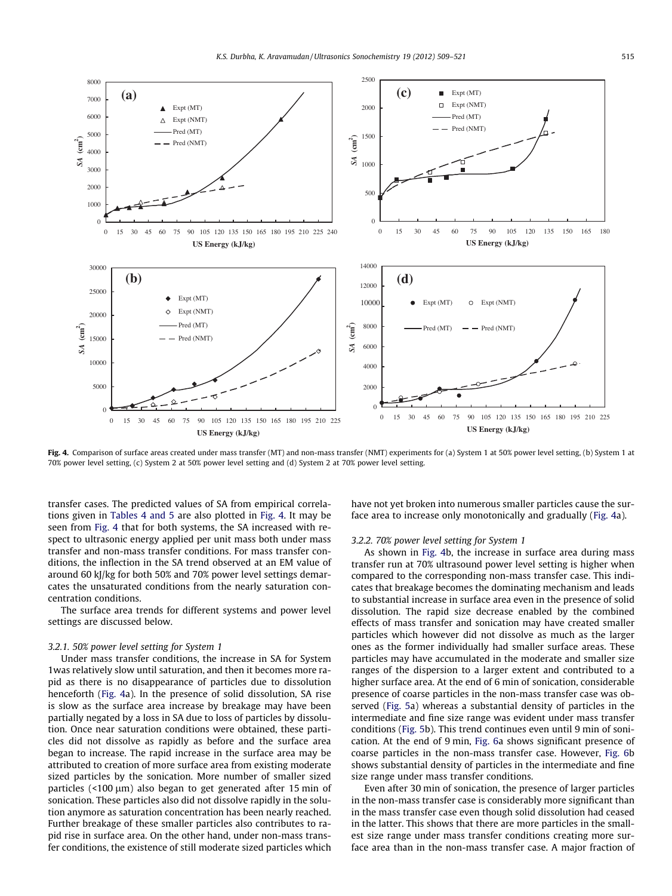Fig. 4. Comparison of surface areas created under mass transfer (MT) and non-mass transfer (NMT) experiments for (a) System 1 at 50% power level setting, (b) System 1 at 70% power level setting, (c) System 2 at 50% power level setting and (d) System 2 at 70% power level setting.

transfer cases. The predicted values of SA from empirical correlations given in Tables 4 and 5 are also plotted in Fig. 4. It may be seen from Fig. 4 that for both systems, the SA increased with respect to ultrasonic energy applied per unit mass both under mass transfer and non-mass transfer conditions. For mass transfer conditions, the inflection in the SA trend observed at an EM value of around 60 kJ/kg for both 50% and 70% power level settings demarcates the unsaturated conditions from the nearly saturation concentration conditions.

The surface area trends for different systems and power level settings are discussed below.

### 3.2.1. 50% power level setting for System 1

Under mass transfer conditions, the increase in SA for System 1was relatively slow until saturation, and then it becomes more rapid as there is no disappearance of particles due to dissolution henceforth (Fig. 4a). In the presence of solid dissolution, SA rise is slow as the surface area increase by breakage may have been partially negated by a loss in SA due to loss of particles by dissolution. Once near saturation conditions were obtained, these particles did not dissolve as rapidly as before and the surface area began to increase. The rapid increase in the surface area may be attributed to creation of more surface area from existing moderate sized particles by the sonication. More number of smaller sized particles (<100 μm) also began to get generated after 15 min of sonication. These particles also did not dissolve rapidly in the solution anymore as saturation concentration has been nearly reached. Further breakage of these smaller particles also contributes to rapid rise in surface area. On the other hand, under non-mass transfer conditions, the existence of still moderate sized particles which have not yet broken into numerous smaller particles cause the surface area to increase only monotonically and gradually (Fig. 4a).

### 3.2.2. 70% power level setting for System 1

As shown in Fig. 4b, the increase in surface area during mass transfer run at 70% ultrasound power level setting is higher when compared to the corresponding non-mass transfer case. This indicates that breakage becomes the dominating mechanism and leads to substantial increase in surface area even in the presence of solid dissolution. The rapid size decrease enabled by the combined effects of mass transfer and sonication may have created smaller particles which however did not dissolve as much as the larger ones as the former individually had smaller surface areas. These particles may have accumulated in the moderate and smaller size ranges of the dispersion to a larger extent and contributed to a higher surface area. At the end of 6 min of sonication, considerable presence of coarse particles in the non-mass transfer case was observed (Fig. 5a) whereas a substantial density of particles in the intermediate and fine size range was evident under mass transfer conditions (Fig. 5b). This trend continues even until 9 min of sonication. At the end of 9 min, Fig. 6a shows significant presence of coarse particles in the non-mass transfer case. However, Fig. 6b shows substantial density of particles in the intermediate and fine size range under mass transfer conditions.

Even after 30 min of sonication, the presence of larger particles in the non-mass transfer case is considerably more significant than in the mass transfer case even though solid dissolution had ceased in the latter. This shows that there are more particles in the smallest size range under mass transfer conditions creating more surface area than in the non-mass transfer case. A major fraction of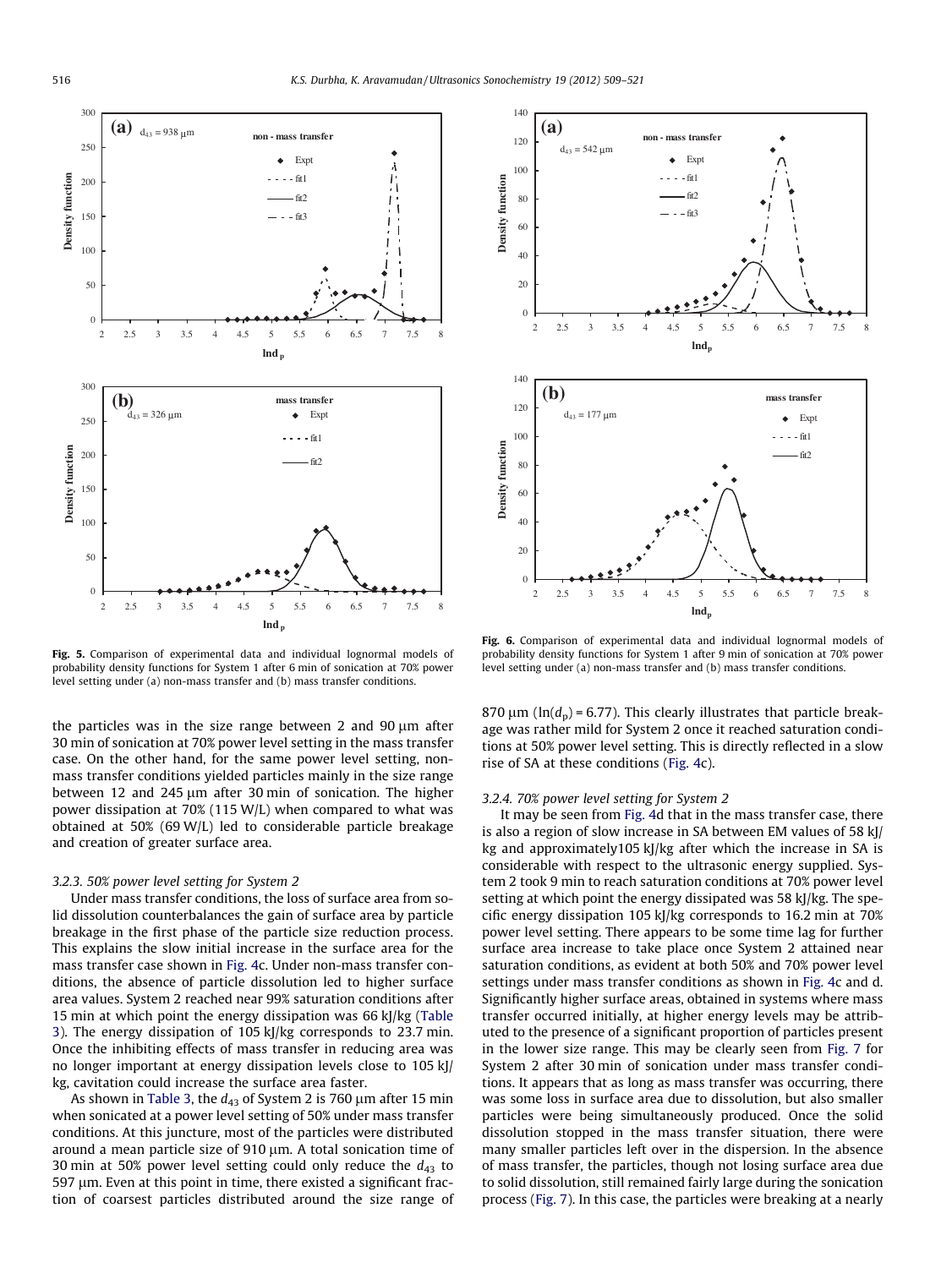Fig. 5. Comparison of experimental data and individual lognormal models of probability density functions for System 1 after 6 min of sonication at 70% power level setting under (a) non-mass transfer and (b) mass transfer conditions.

Fig. 6. Comparison of experimental data and individual lognormal models of probability density functions for System 1 after 9 min of sonication at 70% power level setting under (a) non-mass transfer and (b) mass transfer conditions.

the particles was in the size range between 2 and 90 µm after 30 min of sonication at 70% power level setting in the mass transfer case. On the other hand, for the same power level setting, non-mass transfer conditions yielded particles mainly in the size range between 12 and 245 µm after 30 min of sonication. The higher power dissipation at 70% (115 W/L) when compared to what was obtained at 50% (69 W/L) led to considerable particle breakage and creation of greater surface area.

### 3.2.3. 50% power level setting for System 2

Under mass transfer conditions, the loss of surface area from solid dissolution counterbalances the gain of surface area by particle breakage in the first phase of the particle size reduction process. This explains the slow initial increase in the surface area for the mass transfer case shown in Fig. 4c. Under non-mass transfer conditions, the absence of particle dissolution led to higher surface area values. System 2 reached near 99% saturation conditions after 15 min at which point the energy dissipation was 66 kJ/kg (Table 3). The energy dissipation of 105 kJ/kg corresponds to 23.7 min. Once the inhibiting effects of mass transfer in reducing area was no longer important at energy dissipation levels close to 105 kJ/kg, cavitation could increase the surface area faster.

As shown in Table 3, the $d_{43}$ of System 2 is 760 µm after 15 min when sonicated at a power level setting of 50% under mass transfer conditions. At this juncture, most of the particles were distributed around a mean particle size of 910 µm. A total sonication time of 30 min at 50% power level setting could only reduce the $d_{43}$ to 597 µm. Even at this point in time, there existed a significant fraction of coarsest particles distributed around the size range of 870 µm ($\ln(d_p) = 6.77$). This clearly illustrates that particle breakage was rather mild for System 2 once it reached saturation conditions at 50% power level setting. This is directly reflected in a slow rise of SA at these conditions (Fig. 4c).

### 3.2.4. 70% power level setting for System 2

It may be seen from Fig. 4d that in the mass transfer case, there is also a region of slow increase in SA between EM values of 58 kJ/kg and approximately105 kJ/kg after which the increase in SA is considerable with respect to the ultrasonic energy supplied. System 2 took 9 min to reach saturation conditions at 70% power level setting at which point the energy dissipated was 58 kJ/kg. The specific energy dissipation 105 kJ/kg corresponds to 16.2 min at 70% power level setting. There appears to be some time lag for further surface area increase to take place once System 2 attained near saturation conditions, as evident at both 50% and 70% power level settings under mass transfer conditions as shown in Fig. 4c and d. Significantly higher surface areas, obtained in systems where mass transfer occurred initially, at higher energy levels may be attributed to the presence of a significant proportion of particles present in the lower size range. This may be clearly seen from Fig. 7 for System 2 after 30 min of sonication under mass transfer conditions. It appears that as long as mass transfer was occurring, there was some loss in surface area due to dissolution, but also smaller particles were being simultaneously produced. Once the solid dissolution stopped in the mass transfer situation, there were many smaller particles left over in the dispersion. In the absence of mass transfer, the particles, though not losing surface area due to solid dissolution, still remained fairly large during the sonication process (Fig. 7). In this case, the particles were breaking at a nearly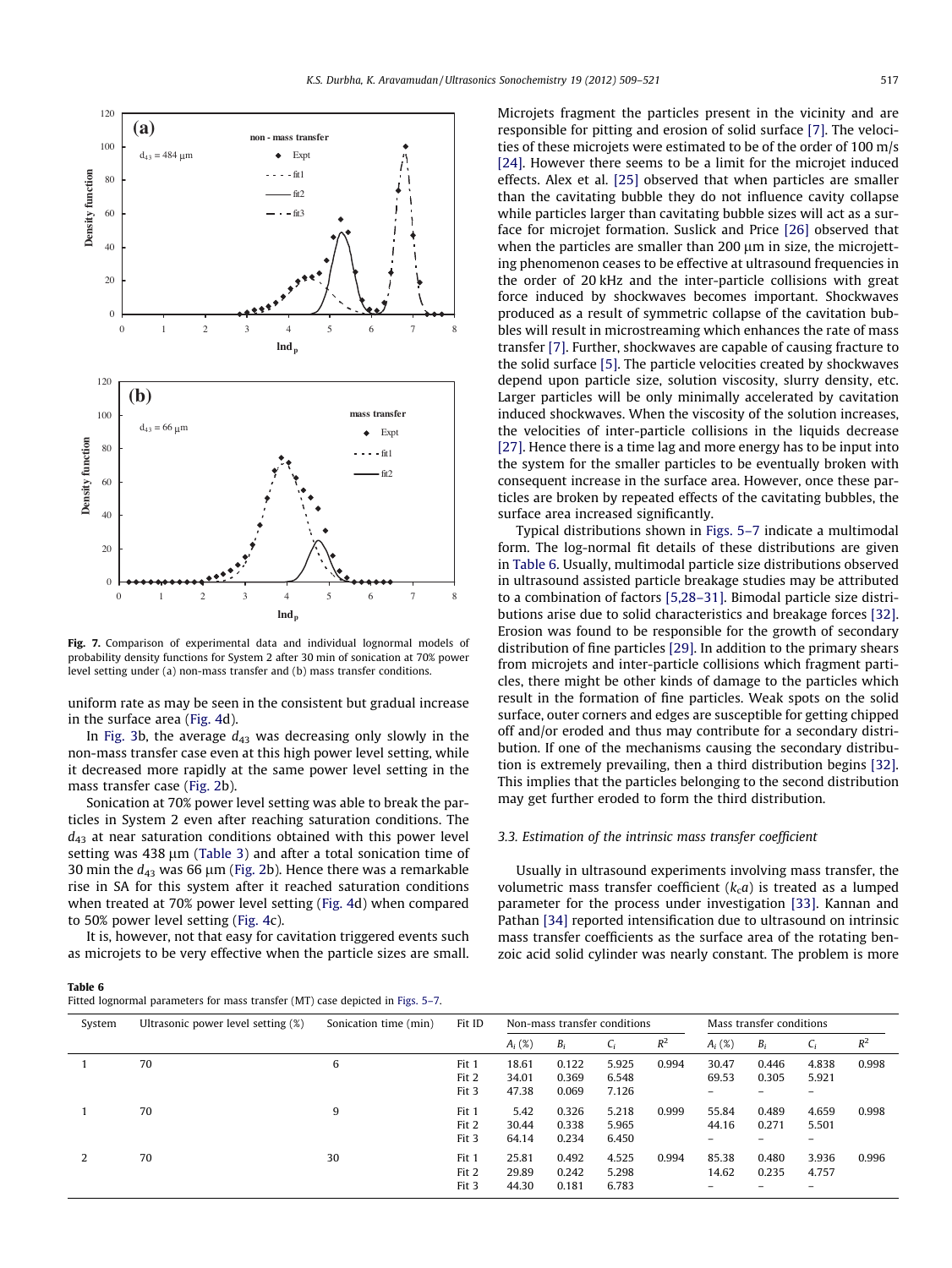Fig. 7. Comparison of experimental data and individual lognormal models of probability density functions for System 2 after 30 min of sonication at 70% power level setting under (a) non-mass transfer and (b) mass transfer conditions.

uniform rate as may be seen in the consistent but gradual increase in the surface area (Fig. 4d).

In Fig. 3b, the average $d_{43}$ was decreasing only slowly in the non-mass transfer case even at this high power level setting, while it decreased more rapidly at the same power level setting in the mass transfer case (Fig. 2b).

Sonication at 70% power level setting was able to break the particles in System 2 even after reaching saturation conditions. The $d_{43}$ at near saturation conditions obtained with this power level setting was 438 μm (Table 3) and after a total sonication time of 30 min the $d_{43}$ was 66 μm (Fig. 2b). Hence there was a remarkable rise in SA for this system after it reached saturation conditions when treated at 70% power level setting (Fig. 4d) when compared to 50% power level setting (Fig. 4c).

It is, however, not that easy for cavitation triggered events such as microjets to be very effective when the particle sizes are small. Microjets fragment the particles present in the vicinity and are responsible for pitting and erosion of solid surface [7]. The velocities of these microjets were estimated to be of the order of 100 m/s [24]. However there seems to be a limit for the microjet induced effects. Alex et al. [25] observed that when particles are smaller than the cavitating bubble they do not influence cavity collapse while particles larger than cavitating bubble sizes will act as a surface for microjet formation. Suslick and Price [26] observed that when the particles are smaller than 200 μm in size, the microjetting phenomenon ceases to be effective at ultrasound frequencies in the order of 20 kHz and the inter-particle collisions with great force induced by shockwaves becomes important. Shockwaves produced as a result of symmetric collapse of the cavitation bubbles will result in microstreaming which enhances the rate of mass transfer [7]. Further, shockwaves are capable of causing fracture to the solid surface [5]. The particle velocities created by shockwaves depend upon particle size, solution viscosity, slurry density, etc. Larger particles will be only minimally accelerated by cavitation induced shockwaves. When the viscosity of the solution increases, the velocities of inter-particle collisions in the liquids decrease [27]. Hence there is a time lag and more energy has to be input into the system for the smaller particles to be eventually broken with consequent increase in the surface area. However, once these particles are broken by repeated effects of the cavitating bubbles, the surface area increased significantly.

Typical distributions shown in Figs. 5–7 indicate a multimodal form. The log-normal fit details of these distributions are given in Table 6. Usually, multimodal particle size distributions observed in ultrasound assisted particle breakage studies may be attributed to a combination of factors [5,28–31]. Bimodal particle size distributions arise due to solid characteristics and breakage forces [32]. Erosion was found to be responsible for the growth of secondary distribution of fine particles [29]. In addition to the primary shears from microjets and inter-particle collisions which fragment particles, there might be other kinds of damage to the particles which result in the formation of fine particles. Weak spots on the solid surface, outer corners and edges are susceptible for getting chipped off and/or eroded and thus may contribute for a secondary distribution. If one of the mechanisms causing the secondary distribution is extremely prevailing, then a third distribution begins [32]. This implies that the particles belonging to the second distribution may get further eroded to form the third distribution.

### 3.3. Estimation of the intrinsic mass transfer coefficient

Usually in ultrasound experiments involving mass transfer, the volumetric mass transfer coefficient ($k_ca$) is treated as a lumped parameter for the process under investigation [33]. Kannan and Pathan [34] reported intensification due to ultrasound on intrinsic mass transfer coefficients as the surface area of the rotating benzoic acid solid cylinder was nearly constant. The problem is more

**Table 6**
Fitted lognormal parameters for mass transfer (MT) case depicted in Figs. 5–7.

| System | Ultrasonic power level setting (%) | Sonication time (min) | Fit ID | Non-mass transfer conditions | | | | Mass transfer conditions | | | |
|---|---|---|---|---|---|---|---|---|---|---|---|
| | | | | $A_i$ (%) | $B_i$ | $C_i$ | $R^2$ | $A_i$ (%) | $B_i$ | $C_i$ | $R^2$ |
| 1 | 70 | 6 | Fit 1 | 18.61 | 0.122 | 5.925 | 0.994 | 30.47 | 0.446 | 4.838 | 0.998 |
| | | | Fit 2 | 34.01 | 0.369 | 6.548 | | 69.53 | 0.305 | 5.921 | |
| | | | Fit 3 | 47.38 | 0.069 | 7.126 | | – | – | – | |
| 1 | 70 | 9 | Fit 1 | 5.42 | 0.326 | 5.218 | 0.999 | 55.84 | 0.489 | 4.659 | 0.998 |
| | | | Fit 2 | 30.44 | 0.338 | 5.965 | | 44.16 | 0.271 | 5.501 | |
| | | | Fit 3 | 64.14 | 0.234 | 6.450 | | – | – | – | |
| 2 | 70 | 30 | Fit 1 | 25.81 | 0.492 | 4.525 | 0.994 | 85.38 | 0.480 | 3.936 | 0.996 |
| | | | Fit 2 | 29.89 | 0.242 | 5.298 | | 14.62 | 0.235 | 4.757 | |
| | | | Fit 3 | 44.30 | 0.181 | 6.783 | | – | – | – | |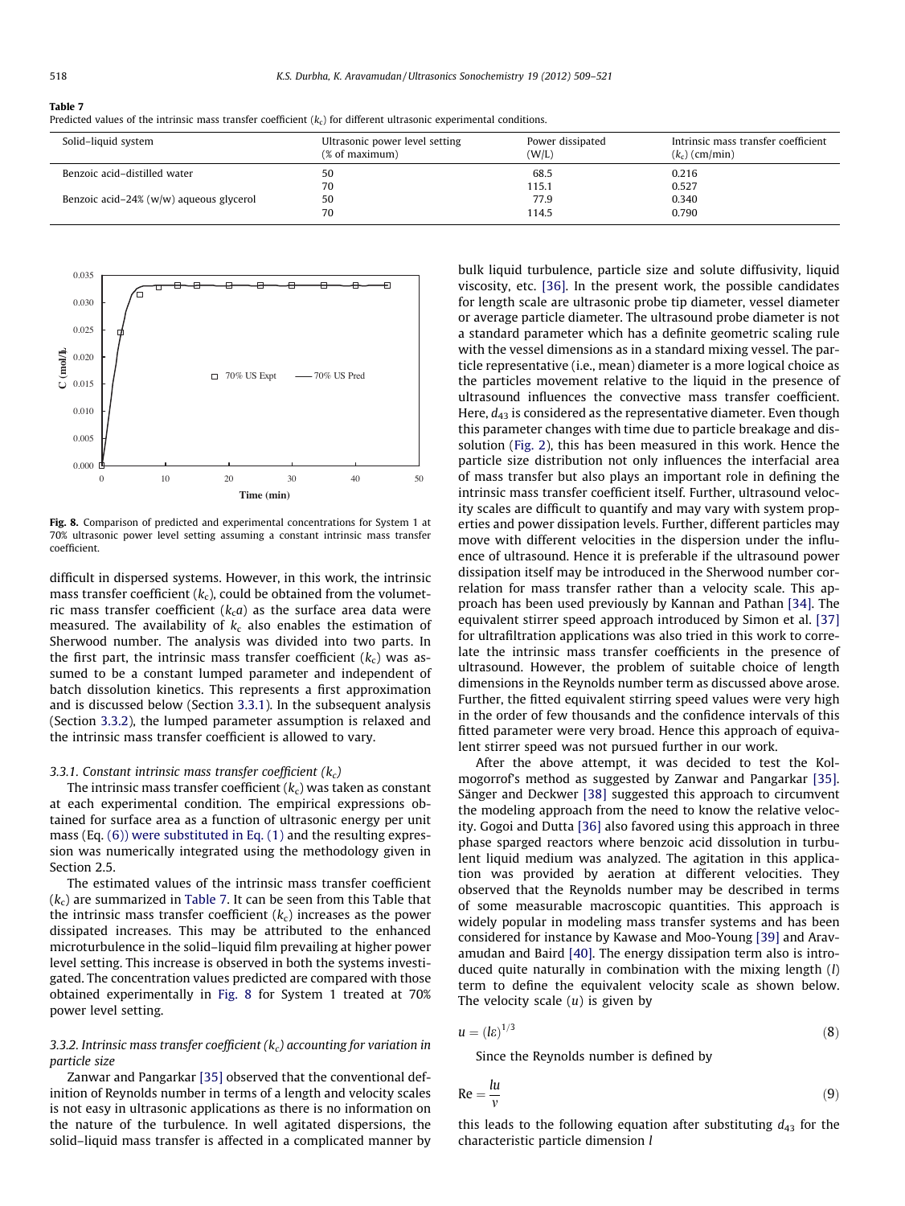**Table 7**
Predicted values of the intrinsic mass transfer coefficient ($k_c$) for different ultrasonic experimental conditions.

| Solid–liquid system | Ultrasonic power level setting (% of maximum) | Power dissipated (W/L) | Intrinsic mass transfer coefficient ($k_c$) (cm/min) |
|---|---|---|---|
| Benzoic acid–distilled water | 50 | 68.5 | 0.216 |
| | 70 | 115.1 | 0.527 |
| Benzoic acid–24% (w/w) aqueous glycerol | 50 | 77.9 | 0.340 |
| | 70 | 114.5 | 0.790 |

**Fig. 8.** Comparison of predicted and experimental concentrations for System 1 at 70% ultrasonic power level setting assuming a constant intrinsic mass transfer coefficient.

difficult in dispersed systems. However, in this work, the intrinsic mass transfer coefficient ($k_c$), could be obtained from the volumetric mass transfer coefficient ($k_c a$) as the surface area data were measured. The availability of $k_c$ also enables the estimation of Sherwood number. The analysis was divided into two parts. In the first part, the intrinsic mass transfer coefficient ($k_c$) was assumed to be a constant lumped parameter and independent of batch dissolution kinetics. This represents a first approximation and is discussed below (Section 3.3.1). In the subsequent analysis (Section 3.3.2), the lumped parameter assumption is relaxed and the intrinsic mass transfer coefficient is allowed to vary.

### 3.3.1. Constant intrinsic mass transfer coefficient ($k_c$)

The intrinsic mass transfer coefficient ($k_c$) was taken as constant at each experimental condition. The empirical expressions obtained for surface area as a function of ultrasonic energy per unit mass (Eq. (6)) were substituted in Eq. (1) and the resulting expression was numerically integrated using the methodology given in Section 2.5.

The estimated values of the intrinsic mass transfer coefficient ($k_c$) are summarized in Table 7. It can be seen from this Table that the intrinsic mass transfer coefficient ($k_c$) increases as the power dissipated increases. This may be attributed to the enhanced microturbulence in the solid–liquid film prevailing at higher power level setting. This increase is observed in both the systems investigated. The concentration values predicted are compared with those obtained experimentally in Fig. 8 for System 1 treated at 70% power level setting.

### 3.3.2. Intrinsic mass transfer coefficient ($k_c$) accounting for variation in particle size

Zanwar and Pangarkar [35] observed that the conventional definition of Reynolds number in terms of a length and velocity scales is not easy in ultrasonic applications as there is no information on the nature of the turbulence. In well agitated dispersions, the solid–liquid mass transfer is affected in a complicated manner by bulk liquid turbulence, particle size and solute diffusivity, liquid viscosity, etc. [36]. In the present work, the possible candidates for length scale are ultrasonic probe tip diameter, vessel diameter or average particle diameter. The ultrasound probe diameter is not a standard parameter which has a definite geometric scaling rule with the vessel dimensions as in a standard mixing vessel. The particle representative (i.e., mean) diameter is a more logical choice as the particles movement relative to the liquid in the presence of ultrasound influences the convective mass transfer coefficient. Here, $d_{43}$ is considered as the representative diameter. Even though this parameter changes with time due to particle breakage and dissolution (Fig. 2), this has been measured in this work. Hence the particle size distribution not only influences the interfacial area of mass transfer but also plays an important role in defining the intrinsic mass transfer coefficient itself. Further, ultrasound velocity scales are difficult to quantify and may vary with system properties and power dissipation levels. Further, different particles may move with different velocities in the dispersion under the influence of ultrasound. Hence it is preferable if the ultrasound power dissipation itself may be introduced in the Sherwood number correlation for mass transfer rather than a velocity scale. This approach has been used previously by Kannan and Pathan [34]. The equivalent stirrer speed approach introduced by Simon et al. [37] for ultrafiltration applications was also tried in this work to correlate the intrinsic mass transfer coefficients in the presence of ultrasound. However, the problem of suitable choice of length dimensions in the Reynolds number term as discussed above arose. Further, the fitted equivalent stirring speed values were very high in the order of few thousands and the confidence intervals of this fitted parameter were very broad. Hence this approach of equivalent stirrer speed was not pursued further in our work.

After the above attempt, it was decided to test the Kolmogorrof's method as suggested by Zanwar and Pangarkar [35]. Sänger and Deckwer [38] suggested this approach to circumvent the modeling approach from the need to know the relative velocity. Gogoi and Dutta [36] also favored using this approach in three phase sparged reactors where benzoic acid dissolution in turbulent liquid medium was analyzed. The agitation in this application was provided by aeration at different velocities. They observed that the Reynolds number may be described in terms of some measurable macroscopic quantities. This approach is widely popular in modeling mass transfer systems and has been considered for instance by Kawase and Moo-Young [39] and Aravamudan and Baird [40]. The energy dissipation term also is introduced quite naturally in combination with the mixing length ($l$) term to define the equivalent velocity scale as shown below. The velocity scale ($u$) is given by

$$u = (l\varepsilon)^{1/3} \tag{8}$$

Since the Reynolds number is defined by

$$\mathrm{Re} = \frac{lu}{\nu} \tag{9}$$

this leads to the following equation after substituting $d_{43}$ for the characteristic particle dimension $l$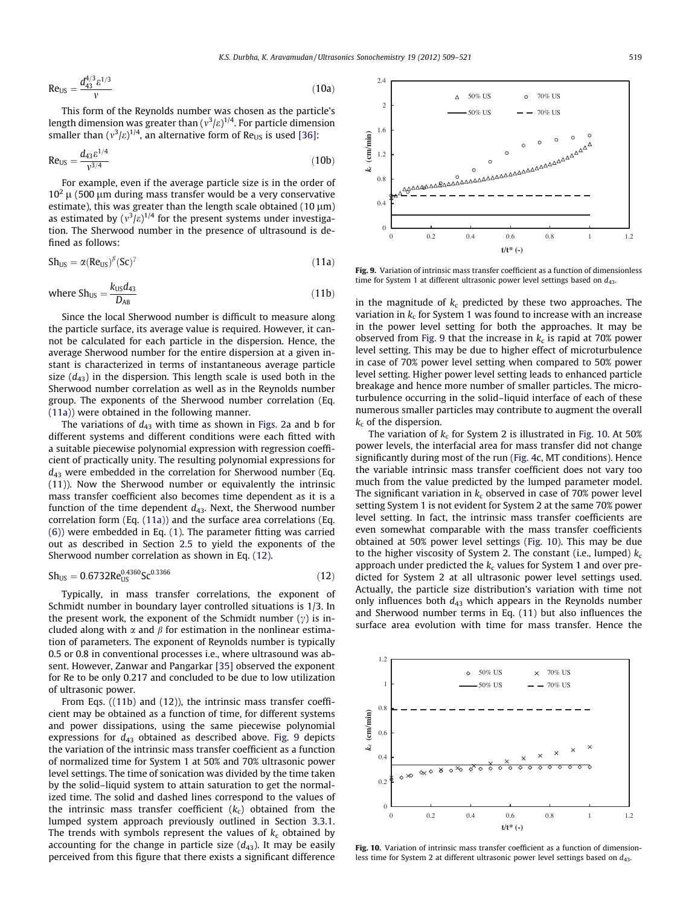$$\mathrm{Re_{US}} = \frac{d_{43}^{4/3}\varepsilon^{1/3}}{\nu} \tag{10a}$$

This form of the Reynolds number was chosen as the particle's length dimension was greater than $(\nu^3/\varepsilon)^{1/4}$. For particle dimension smaller than $(\nu^3/\varepsilon)^{1/4}$, an alternative form of $\mathrm{Re_{US}}$ is used [36]:

$$\mathrm{Re_{US}} = \frac{d_{43}\varepsilon^{1/4}}{\nu^{3/4}} \tag{10b}$$

For example, even if the average particle size is in the order of $10^2$ μ (500 μm during mass transfer would be a very conservative estimate), this was greater than the length scale obtained (10 μm) as estimated by $(\nu^3/\varepsilon)^{1/4}$ for the present systems under investigation. The Sherwood number in the presence of ultrasound is defined as follows:

$$\mathrm{Sh_{US}} = \alpha(\mathrm{Re_{US}})^{\beta}(\mathrm{Sc})^{\gamma} \tag{11a}$$

$$\text{where } \mathrm{Sh_{US}} = \frac{k_{US}d_{43}}{D_{AB}} \tag{11b}$$

Since the local Sherwood number is difficult to measure along the particle surface, its average value is required. However, it cannot be calculated for each particle in the dispersion. Hence, the average Sherwood number for the entire dispersion at a given instant is characterized in terms of instantaneous average particle size ($d_{43}$) in the dispersion. This length scale is used both in the Sherwood number correlation as well as in the Reynolds number group. The exponents of the Sherwood number correlation (Eq. (11a)) were obtained in the following manner.

The variations of $d_{43}$ with time as shown in Figs. 2a and b for different systems and different conditions were each fitted with a suitable piecewise polynomial expression with regression coefficient of practically unity. The resulting polynomial expressions for $d_{43}$ were embedded in the correlation for Sherwood number (Eq. (11)). Now the Sherwood number or equivalently the intrinsic mass transfer coefficient also becomes time dependent as it is a function of the time dependent $d_{43}$. Next, the Sherwood number correlation form (Eq. (11a)) and the surface area correlations (Eq. (6)) were embedded in Eq. (1). The parameter fitting was carried out as described in Section 2.5 to yield the exponents of the Sherwood number correlation as shown in Eq. (12).

$$\mathrm{Sh_{US}} = 0.6732\mathrm{Re_{US}^{0.4360}}\mathrm{Sc^{0.3366}} \tag{12}$$

Typically, in mass transfer correlations, the exponent of Schmidt number in boundary layer controlled situations is 1/3. In the present work, the exponent of the Schmidt number ($\gamma$) is included along with $\alpha$ and $\beta$ for estimation in the nonlinear estimation of parameters. The exponent of Reynolds number is typically 0.5 or 0.8 in conventional processes i.e., where ultrasound was absent. However, Zanwar and Pangarkar [35] observed the exponent for Re to be only 0.217 and concluded to be due to low utilization of ultrasonic power.

From Eqs. ((11b) and (12)), the intrinsic mass transfer coefficient may be obtained as a function of time, for different systems and power dissipations, using the same piecewise polynomial expressions for $d_{43}$ obtained as described above. Fig. 9 depicts the variation of the intrinsic mass transfer coefficient as a function of normalized time for System 1 at 50% and 70% ultrasonic power level settings. The time of sonication was divided by the time taken by the solid–liquid system to attain saturation to get the normalized time. The solid and dashed lines correspond to the values of the intrinsic mass transfer coefficient ($k_c$) obtained from the lumped system approach previously outlined in Section 3.3.1. The trends with symbols represent the values of $k_c$ obtained by accounting for the change in particle size ($d_{43}$). It may be easily perceived from this figure that there exists a significant difference in the magnitude of $k_c$ predicted by these two approaches. The variation in $k_c$ for System 1 was found to increase with an increase in the power level setting for both the approaches. It may be observed from Fig. 9 that the increase in $k_c$ is rapid at 70% power level setting. This may be due to higher effect of microturbulence in case of 70% power level setting when compared to 50% power level setting. Higher power level setting leads to enhanced particle breakage and hence more number of smaller particles. The microturbulence occurring in the solid–liquid interface of each of these numerous smaller particles may contribute to augment the overall $k_c$ of the dispersion.

Fig. 9. Variation of intrinsic mass transfer coefficient as a function of dimensionless time for System 1 at different ultrasonic power level settings based on $d_{43}$.

The variation of $k_c$ for System 2 is illustrated in Fig. 10. At 50% power levels, the interfacial area for mass transfer did not change significantly during most of the run (Fig. 4c, MT conditions). Hence the variable intrinsic mass transfer coefficient does not vary too much from the value predicted by the lumped parameter model. The significant variation in $k_c$ observed in case of 70% power level setting System 1 is not evident for System 2 at the same 70% power level setting. In fact, the intrinsic mass transfer coefficients are even somewhat comparable with the mass transfer coefficients obtained at 50% power level settings (Fig. 10). This may be due to the higher viscosity of System 2. The constant (i.e., lumped) $k_c$ approach under predicted the $k_c$ values for System 1 and over predicted for System 2 at all ultrasonic power level settings used. Actually, the particle size distribution's variation with time not only influences both $d_{43}$ which appears in the Reynolds number and Sherwood number terms in Eq. (11) but also influences the surface area evolution with time for mass transfer. Hence the

Fig. 10. Variation of intrinsic mass transfer coefficient as a function of dimensionless time for System 2 at different ultrasonic power level settings based on $d_{43}$.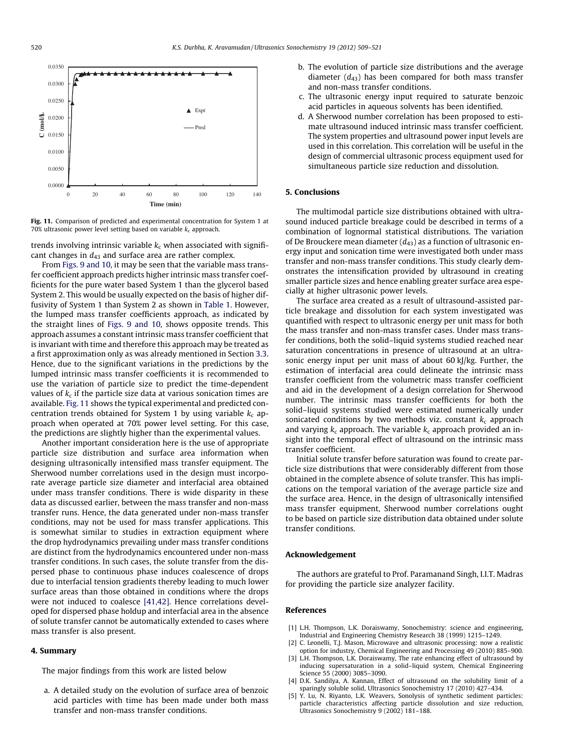Fig. 11. Comparison of predicted and experimental concentration for System 1 at 70% ultrasonic power level setting based on variable $k_c$ approach.

trends involving intrinsic variable $k_c$ when associated with significant changes in $d_{43}$ and surface area are rather complex.

From Figs. 9 and 10, it may be seen that the variable mass transfer coefficient approach predicts higher intrinsic mass transfer coefficients for the pure water based System 1 than the glycerol based System 2. This would be usually expected on the basis of higher diffusivity of System 1 than System 2 as shown in Table 1. However, the lumped mass transfer coefficients approach, as indicated by the straight lines of Figs. 9 and 10, shows opposite trends. This approach assumes a constant intrinsic mass transfer coefficient that is invariant with time and therefore this approach may be treated as a first approximation only as was already mentioned in Section 3.3. Hence, due to the significant variations in the predictions by the lumped intrinsic mass transfer coefficients it is recommended to use the variation of particle size to predict the time-dependent values of $k_c$ if the particle size data at various sonication times are available. Fig. 11 shows the typical experimental and predicted concentration trends obtained for System 1 by using variable $k_c$ approach when operated at 70% power level setting. For this case, the predictions are slightly higher than the experimental values.

Another important consideration here is the use of appropriate particle size distribution and surface area information when designing ultrasonically intensified mass transfer equipment. The Sherwood number correlations used in the design must incorporate average particle size diameter and interfacial area obtained under mass transfer conditions. There is wide disparity in these data as discussed earlier, between the mass transfer and non-mass transfer runs. Hence, the data generated under non-mass transfer conditions, may not be used for mass transfer applications. This is somewhat similar to studies in extraction equipment where the drop hydrodynamics prevailing under mass transfer conditions are distinct from the hydrodynamics encountered under non-mass transfer conditions. In such cases, the solute transfer from the dispersed phase to continuous phase induces coalescence of drops due to interfacial tension gradients thereby leading to much lower surface areas than those obtained in conditions where the drops were not induced to coalesce [41,42]. Hence correlations developed for dispersed phase holdup and interfacial area in the absence of solute transfer cannot be automatically extended to cases where mass transfer is also present.

## 4. Summary

The major findings from this work are listed below

a. A detailed study on the evolution of surface area of benzoic acid particles with time has been made under both mass transfer and non-mass transfer conditions.
b. The evolution of particle size distributions and the average diameter ($d_{43}$) has been compared for both mass transfer and non-mass transfer conditions.
c. The ultrasonic energy input required to saturate benzoic acid particles in aqueous solvents has been identified.
d. A Sherwood number correlation has been proposed to estimate ultrasound induced intrinsic mass transfer coefficient. The system properties and ultrasound power input levels are used in this correlation. This correlation will be useful in the design of commercial ultrasonic process equipment used for simultaneous particle size reduction and dissolution.

## 5. Conclusions

The multimodal particle size distributions obtained with ultrasound induced particle breakage could be described in terms of a combination of lognormal statistical distributions. The variation of De Brouckere mean diameter ($d_{43}$) as a function of ultrasonic energy input and sonication time were investigated both under mass transfer and non-mass transfer conditions. This study clearly demonstrates the intensification provided by ultrasound in creating smaller particle sizes and hence enabling greater surface area especially at higher ultrasonic power levels.

The surface area created as a result of ultrasound-assisted particle breakage and dissolution for each system investigated was quantified with respect to ultrasonic energy per unit mass for both the mass transfer and non-mass transfer cases. Under mass transfer conditions, both the solid–liquid systems studied reached near saturation concentrations in presence of ultrasound at an ultrasonic energy input per unit mass of about 60 kJ/kg. Further, the estimation of interfacial area could delineate the intrinsic mass transfer coefficient from the volumetric mass transfer coefficient and aid in the development of a design correlation for Sherwood number. The intrinsic mass transfer coefficients for both the solid–liquid systems were estimated numerically under sonicated conditions by two methods viz. constant $k_c$ approach and varying $k_c$ approach. The variable $k_c$ approach provided an insight into the temporal effect of ultrasound on the intrinsic mass transfer coefficient.

Initial solute transfer before saturation was found to create particle size distributions that were considerably different from those obtained in the complete absence of solute transfer. This has implications on the temporal variation of the average particle size and the surface area. Hence, in the design of ultrasonically intensified mass transfer equipment, Sherwood number correlations ought to be based on particle size distribution data obtained under solute transfer conditions.

## Acknowledgement

The authors are grateful to Prof. Paramanand Singh, I.I.T. Madras for providing the particle size analyzer facility.

## References

[1] L.H. Thompson, L.K. Doraiswamy, Sonochemistry: science and engineering, Industrial and Engineering Chemistry Research 38 (1999) 1215–1249.

[2] C. Leonelli, T.J. Mason, Microwave and ultrasonic processing: now a realistic option for industry, Chemical Engineering and Processing 49 (2010) 885–900.

[3] L.H. Thompson, L.K. Doraiswamy, The rate enhancing effect of ultrasound by inducing supersaturation in a solid–liquid system, Chemical Engineering Science 55 (2000) 3085–3090.

[4] D.K. Sandilya, A. Kannan, Effect of ultrasound on the solubility limit of a sparingly soluble solid, Ultrasonics Sonochemistry 17 (2010) 427–434.

[5] Y. Lu, N. Riyanto, L.K. Weavers, Sonolysis of synthetic sediment particles: particle characteristics affecting particle dissolution and size reduction, Ultrasonics Sonochemistry 9 (2002) 181–188.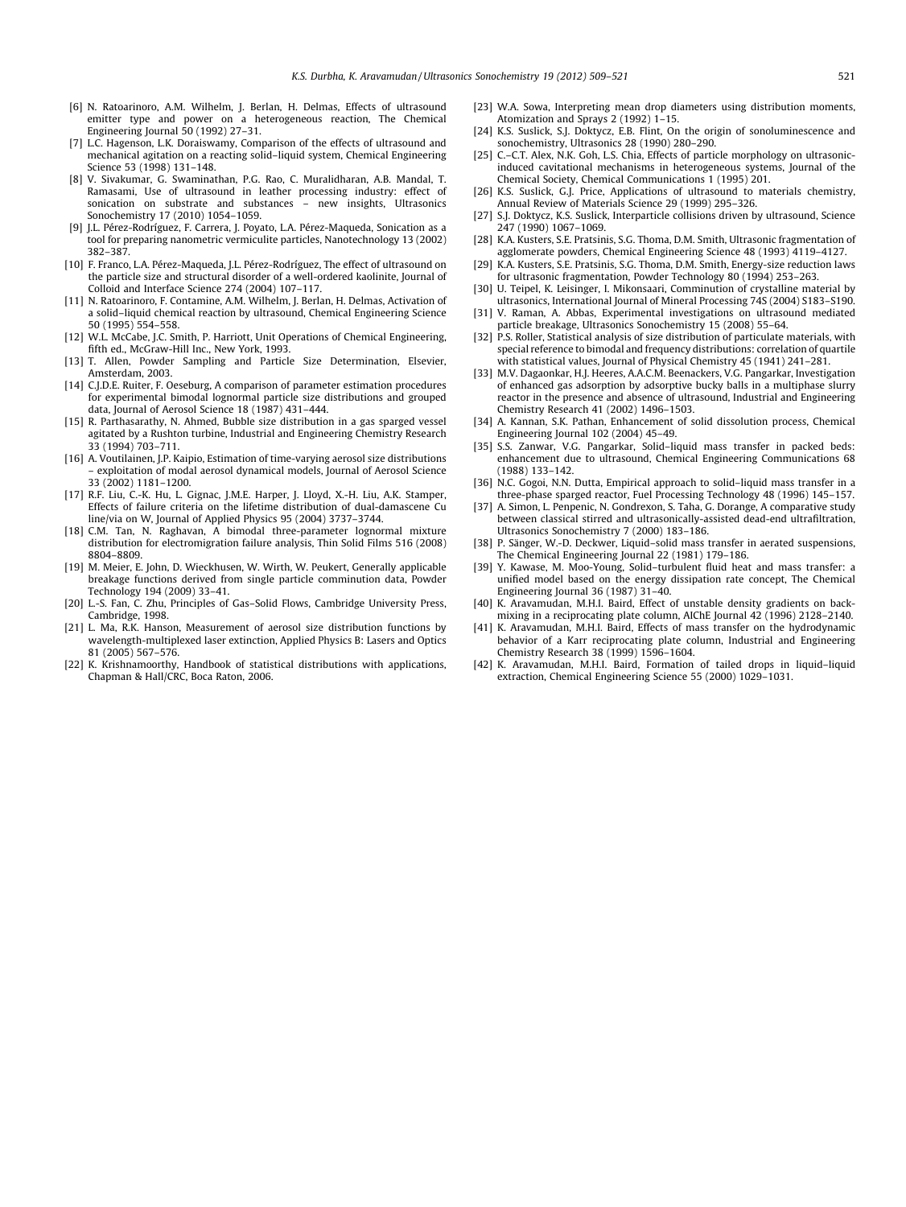[6] N. Ratoarinoro, A.M. Wilhelm, J. Berlan, H. Delmas, Effects of ultrasound emitter type and power on a heterogeneous reaction, The Chemical Engineering Journal 50 (1992) 27–31.

[7] L.C. Hagenson, L.K. Doraiswamy, Comparison of the effects of ultrasound and mechanical agitation on a reacting solid–liquid system, Chemical Engineering Science 53 (1998) 131–148.

[8] V. Sivakumar, G. Swaminathan, P.G. Rao, C. Muralidharan, A.B. Mandal, T. Ramasami, Use of ultrasound in leather processing industry: effect of sonication on substrate and substances – new insights, Ultrasonics Sonochemistry 17 (2010) 1054–1059.

[9] J.L. Pérez-Rodríguez, F. Carrera, J. Poyato, L.A. Pérez-Maqueda, Sonication as a tool for preparing nanometric vermiculite particles, Nanotechnology 13 (2002) 382–387.

[10] F. Franco, L.A. Pérez-Maqueda, J.L. Pérez-Rodríguez, The effect of ultrasound on the particle size and structural disorder of a well-ordered kaolinite, Journal of Colloid and Interface Science 274 (2004) 107–117.

[11] N. Ratoarinoro, F. Contamine, A.M. Wilhelm, J. Berlan, H. Delmas, Activation of a solid–liquid chemical reaction by ultrasound, Chemical Engineering Science 50 (1995) 554–558.

[12] W.L. McCabe, J.C. Smith, P. Harriott, Unit Operations of Chemical Engineering, fifth ed., McGraw-Hill Inc., New York, 1993.

[13] T. Allen, Powder Sampling and Particle Size Determination, Elsevier, Amsterdam, 2003.

[14] C.J.D.E. Ruiter, F. Oeseburg, A comparison of parameter estimation procedures for experimental bimodal lognormal particle size distributions and grouped data, Journal of Aerosol Science 18 (1987) 431–444.

[15] R. Parthasarathy, N. Ahmed, Bubble size distribution in a gas sparged vessel agitated by a Rushton turbine, Industrial and Engineering Chemistry Research 33 (1994) 703–711.

[16] A. Voutilainen, J.P. Kaipio, Estimation of time-varying aerosol size distributions – exploitation of modal aerosol dynamical models, Journal of Aerosol Science 33 (2002) 1181–1200.

[17] R.F. Liu, C.-K. Hu, L. Gignac, J.M.E. Harper, J. Lloyd, X.-H. Liu, A.K. Stamper, Effects of failure criteria on the lifetime distribution of dual-damascene Cu line/via on W, Journal of Applied Physics 95 (2004) 3737–3744.

[18] C.M. Tan, N. Raghavan, A bimodal three-parameter lognormal mixture distribution for electromigration failure analysis, Thin Solid Films 516 (2008) 8804–8809.

[19] M. Meier, E. John, D. Wieckhusen, W. Wirth, W. Peukert, Generally applicable breakage functions derived from single particle comminution data, Powder Technology 194 (2009) 33–41.

[20] L.-S. Fan, C. Zhu, Principles of Gas–Solid Flows, Cambridge University Press, Cambridge, 1998.

[21] L. Ma, R.K. Hanson, Measurement of aerosol size distribution functions by wavelength-multiplexed laser extinction, Applied Physics B: Lasers and Optics 81 (2005) 567–576.

[22] K. Krishnamoorthy, Handbook of statistical distributions with applications, Chapman & Hall/CRC, Boca Raton, 2006.

[23] W.A. Sowa, Interpreting mean drop diameters using distribution moments, Atomization and Sprays 2 (1992) 1–15.

[24] K.S. Suslick, S.J. Doktycz, E.B. Flint, On the origin of sonoluminescence and sonochemistry, Ultrasonics 28 (1990) 280–290.

[25] C.–C.T. Alex, N.K. Goh, L.S. Chia, Effects of particle morphology on ultrasonic-induced cavitational mechanisms in heterogeneous systems, Journal of the Chemical Society, Chemical Communications 1 (1995) 201.

[26] K.S. Suslick, G.J. Price, Applications of ultrasound to materials chemistry, Annual Review of Materials Science 29 (1999) 295–326.

[27] S.J. Doktycz, K.S. Suslick, Interparticle collisions driven by ultrasound, Science 247 (1990) 1067–1069.

[28] K.A. Kusters, S.E. Pratsinis, S.G. Thoma, D.M. Smith, Ultrasonic fragmentation of agglomerate powders, Chemical Engineering Science 48 (1993) 4119–4127.

[29] K.A. Kusters, S.E. Pratsinis, S.G. Thoma, D.M. Smith, Energy-size reduction laws for ultrasonic fragmentation, Powder Technology 80 (1994) 253–263.

[30] U. Teipel, K. Leisinger, I. Mikonsaari, Comminution of crystalline material by ultrasonics, International Journal of Mineral Processing 74S (2004) S183–S190.

[31] V. Raman, A. Abbas, Experimental investigations on ultrasound mediated particle breakage, Ultrasonics Sonochemistry 15 (2008) 55–64.

[32] P.S. Roller, Statistical analysis of size distribution of particulate materials, with special reference to bimodal and frequency distributions: correlation of quartile with statistical values, Journal of Physical Chemistry 45 (1941) 241–281.

[33] M.V. Dagaonkar, H.J. Heeres, A.A.C.M. Beenackers, V.G. Pangarkar, Investigation of enhanced gas adsorption by adsorptive bucky balls in a multiphase slurry reactor in the presence and absence of ultrasound, Industrial and Engineering Chemistry Research 41 (2002) 1496–1503.

[34] A. Kannan, S.K. Pathan, Enhancement of solid dissolution process, Chemical Engineering Journal 102 (2004) 45–49.

[35] S.S. Zanwar, V.G. Pangarkar, Solid–liquid mass transfer in packed beds: enhancement due to ultrasound, Chemical Engineering Communications 68 (1988) 133–142.

[36] N.C. Gogoi, N.N. Dutta, Empirical approach to solid–liquid mass transfer in a three-phase sparged reactor, Fuel Processing Technology 48 (1996) 145–157.

[37] A. Simon, L. Penpenic, N. Gondrexon, S. Taha, G. Dorange, A comparative study between classical stirred and ultrasonically-assisted dead-end ultrafiltration, Ultrasonics Sonochemistry 7 (2000) 183–186.

[38] P. Sänger, W.-D. Deckwer, Liquid–solid mass transfer in aerated suspensions, The Chemical Engineering Journal 22 (1981) 179–186.

[39] Y. Kawase, M. Moo-Young, Solid–turbulent fluid heat and mass transfer: a unified model based on the energy dissipation rate concept, The Chemical Engineering Journal 36 (1987) 31–40.

[40] K. Aravamudan, M.H.I. Baird, Effect of unstable density gradients on back-mixing in a reciprocating plate column, AIChE Journal 42 (1996) 2128–2140.

[41] K. Aravamudan, M.H.I. Baird, Effects of mass transfer on the hydrodynamic behavior of a Karr reciprocating plate column, Industrial and Engineering Chemistry Research 38 (1999) 1596–1604.

[42] K. Aravamudan, M.H.I. Baird, Formation of tailed drops in liquid–liquid extraction, Chemical Engineering Science 55 (2000) 1029–1031.